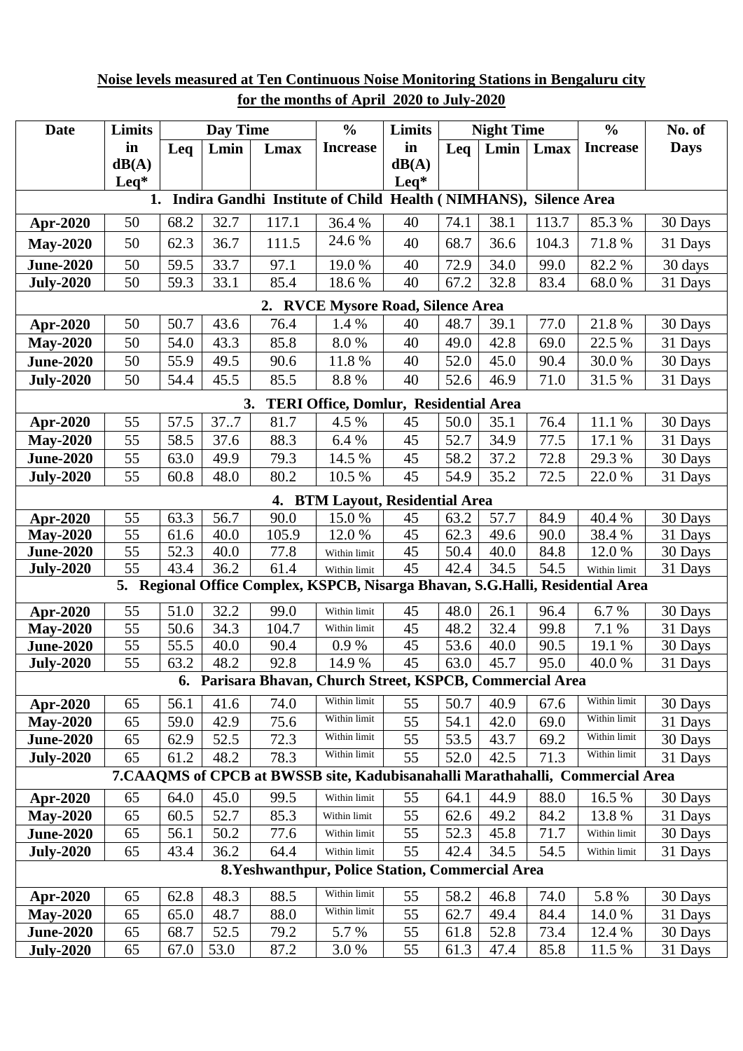**Noise levels measured at Ten Continuous Noise Monitoring Stations in Bengaluru city for the months of April 2020 to July-2020**

| Date | Limits in dB(A) Leq* | Day Time | | | % Increase | Limits in dB(A) Leq* | Night Time | | | % Increase | No. of Days |
|---|---|---|---|---|---|---|---|---|---|---|---|
| | | Leq | Lmin | Lmax | | | Leq | Lmin | Lmax | | |
| **1. Indira Gandhi Institute of Child Health ( NIMHANS), Silence Area** | | | | | | | | | | | |
| **Apr-2020** | 50 | 68.2 | 32.7 | 117.1 | 36.4 % | 40 | 74.1 | 38.1 | 113.7 | 85.3 % | 30 Days |
| **May-2020** | 50 | 62.3 | 36.7 | 111.5 | 24.6 % | 40 | 68.7 | 36.6 | 104.3 | 71.8 % | 31 Days |
| **June-2020** | 50 | 59.5 | 33.7 | 97.1 | 19.0 % | 40 | 72.9 | 34.0 | 99.0 | 82.2 % | 30 days |
| **July-2020** | 50 | 59.3 | 33.1 | 85.4 | 18.6 % | 40 | 67.2 | 32.8 | 83.4 | 68.0 % | 31 Days |
| **2. RVCE Mysore Road, Silence Area** | | | | | | | | | | | |
| **Apr-2020** | 50 | 50.7 | 43.6 | 76.4 | 1.4 % | 40 | 48.7 | 39.1 | 77.0 | 21.8 % | 30 Days |
| **May-2020** | 50 | 54.0 | 43.3 | 85.8 | 8.0 % | 40 | 49.0 | 42.8 | 69.0 | 22.5 % | 31 Days |
| **June-2020** | 50 | 55.9 | 49.5 | 90.6 | 11.8 % | 40 | 52.0 | 45.0 | 90.4 | 30.0 % | 30 Days |
| **July-2020** | 50 | 54.4 | 45.5 | 85.5 | 8.8 % | 40 | 52.6 | 46.9 | 71.0 | 31.5 % | 31 Days |
| **3. TERI Office, Domlur, Residential Area** | | | | | | | | | | | |
| **Apr-2020** | 55 | 57.5 | 37..7 | 81.7 | 4.5 % | 45 | 50.0 | 35.1 | 76.4 | 11.1 % | 30 Days |
| **May-2020** | 55 | 58.5 | 37.6 | 88.3 | 6.4 % | 45 | 52.7 | 34.9 | 77.5 | 17.1 % | 31 Days |
| **June-2020** | 55 | 63.0 | 49.9 | 79.3 | 14.5 % | 45 | 58.2 | 37.2 | 72.8 | 29.3 % | 30 Days |
| **July-2020** | 55 | 60.8 | 48.0 | 80.2 | 10.5 % | 45 | 54.9 | 35.2 | 72.5 | 22.0 % | 31 Days |
| **4. BTM Layout, Residential Area** | | | | | | | | | | | |
| **Apr-2020** | 55 | 63.3 | 56.7 | 90.0 | 15.0 % | 45 | 63.2 | 57.7 | 84.9 | 40.4 % | 30 Days |
| **May-2020** | 55 | 61.6 | 40.0 | 105.9 | 12.0 % | 45 | 62.3 | 49.6 | 90.0 | 38.4 % | 31 Days |
| **June-2020** | 55 | 52.3 | 40.0 | 77.8 | Within limit | 45 | 50.4 | 40.0 | 84.8 | 12.0 % | 30 Days |
| **July-2020** | 55 | 43.4 | 36.2 | 61.4 | Within limit | 45 | 42.4 | 34.5 | 54.5 | Within limit | 31 Days |
| **5. Regional Office Complex, KSPCB, Nisarga Bhavan, S.G.Halli, Residential Area** | | | | | | | | | | | |
| **Apr-2020** | 55 | 51.0 | 32.2 | 99.0 | Within limit | 45 | 48.0 | 26.1 | 96.4 | 6.7 % | 30 Days |
| **May-2020** | 55 | 50.6 | 34.3 | 104.7 | Within limit | 45 | 48.2 | 32.4 | 99.8 | 7.1 % | 31 Days |
| **June-2020** | 55 | 55.5 | 40.0 | 90.4 | 0.9 % | 45 | 53.6 | 40.0 | 90.5 | 19.1 % | 30 Days |
| **July-2020** | 55 | 63.2 | 48.2 | 92.8 | 14.9 % | 45 | 63.0 | 45.7 | 95.0 | 40.0 % | 31 Days |
| **6. Parisara Bhavan, Church Street, KSPCB, Commercial Area** | | | | | | | | | | | |
| **Apr-2020** | 65 | 56.1 | 41.6 | 74.0 | Within limit | 55 | 50.7 | 40.9 | 67.6 | Within limit | 30 Days |
| **May-2020** | 65 | 59.0 | 42.9 | 75.6 | Within limit | 55 | 54.1 | 42.0 | 69.0 | Within limit | 31 Days |
| **June-2020** | 65 | 62.9 | 52.5 | 72.3 | Within limit | 55 | 53.5 | 43.7 | 69.2 | Within limit | 30 Days |
| **July-2020** | 65 | 61.2 | 48.2 | 78.3 | Within limit | 55 | 52.0 | 42.5 | 71.3 | Within limit | 31 Days |
| **7.CAAQMS of CPCB at BWSSB site, Kadubisanahalli Marathahalli, Commercial Area** | | | | | | | | | | | |
| **Apr-2020** | 65 | 64.0 | 45.0 | 99.5 | Within limit | 55 | 64.1 | 44.9 | 88.0 | 16.5 % | 30 Days |
| **May-2020** | 65 | 60.5 | 52.7 | 85.3 | Within limit | 55 | 62.6 | 49.2 | 84.2 | 13.8 % | 31 Days |
| **June-2020** | 65 | 56.1 | 50.2 | 77.6 | Within limit | 55 | 52.3 | 45.8 | 71.7 | Within limit | 30 Days |
| **July-2020** | 65 | 43.4 | 36.2 | 64.4 | Within limit | 55 | 42.4 | 34.5 | 54.5 | Within limit | 31 Days |
| **8.Yeshwanthpur, Police Station, Commercial Area** | | | | | | | | | | | |
| **Apr-2020** | 65 | 62.8 | 48.3 | 88.5 | Within limit | 55 | 58.2 | 46.8 | 74.0 | 5.8 % | 30 Days |
| **May-2020** | 65 | 65.0 | 48.7 | 88.0 | Within limit | 55 | 62.7 | 49.4 | 84.4 | 14.0 % | 31 Days |
| **June-2020** | 65 | 68.7 | 52.5 | 79.2 | 5.7 % | 55 | 61.8 | 52.8 | 73.4 | 12.4 % | 30 Days |
| **July-2020** | 65 | 67.0 | 53.0 | 87.2 | 3.0 % | 55 | 61.3 | 47.4 | 85.8 | 11.5 % | 31 Days |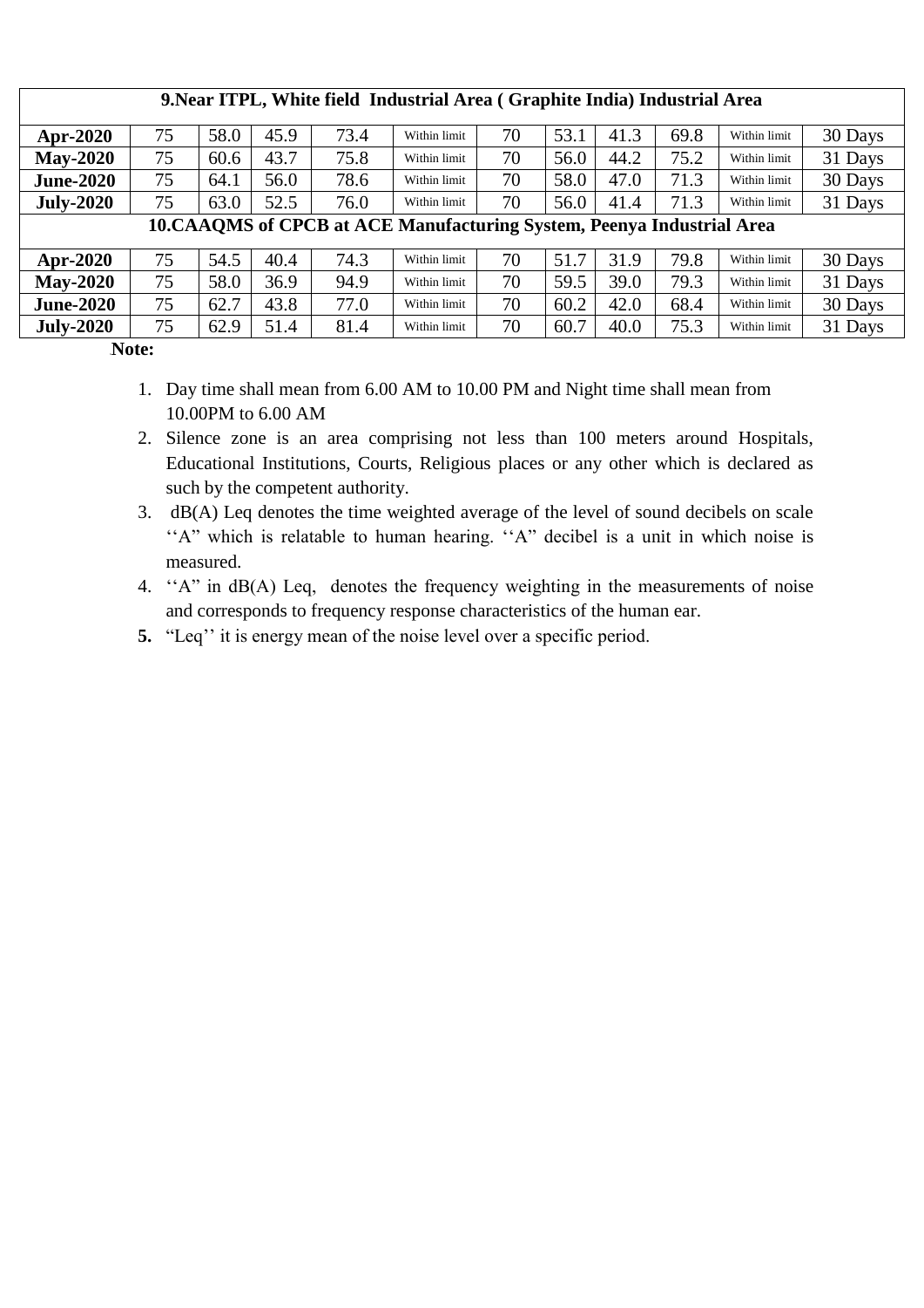| | | | | | | | | | | | |
|---|---|---|---|---|---|---|---|---|---|---|---|
| **9.Near ITPL, White field Industrial Area ( Graphite India) Industrial Area** | | | | | | | | | | | |
| **Apr-2020** | 75 | 58.0 | 45.9 | 73.4 | Within limit | 70 | 53.1 | 41.3 | 69.8 | Within limit | 30 Days |
| **May-2020** | 75 | 60.6 | 43.7 | 75.8 | Within limit | 70 | 56.0 | 44.2 | 75.2 | Within limit | 31 Days |
| **June-2020** | 75 | 64.1 | 56.0 | 78.6 | Within limit | 70 | 58.0 | 47.0 | 71.3 | Within limit | 30 Days |
| **July-2020** | 75 | 63.0 | 52.5 | 76.0 | Within limit | 70 | 56.0 | 41.4 | 71.3 | Within limit | 31 Days |
| **10.CAAQMS of CPCB at ACE Manufacturing System, Peenya Industrial Area** | | | | | | | | | | | |
| **Apr-2020** | 75 | 54.5 | 40.4 | 74.3 | Within limit | 70 | 51.7 | 31.9 | 79.8 | Within limit | 30 Days |
| **May-2020** | 75 | 58.0 | 36.9 | 94.9 | Within limit | 70 | 59.5 | 39.0 | 79.3 | Within limit | 31 Days |
| **June-2020** | 75 | 62.7 | 43.8 | 77.0 | Within limit | 70 | 60.2 | 42.0 | 68.4 | Within limit | 30 Days |
| **July-2020** | 75 | 62.9 | 51.4 | 81.4 | Within limit | 70 | 60.7 | 40.0 | 75.3 | Within limit | 31 Days |

**Note:**

1. Day time shall mean from 6.00 AM to 10.00 PM and Night time shall mean from 10.00PM to 6.00 AM
2. Silence zone is an area comprising not less than 100 meters around Hospitals, Educational Institutions, Courts, Religious places or any other which is declared as such by the competent authority.
3. dB(A) Leq denotes the time weighted average of the level of sound decibels on scale ''A'' which is relatable to human hearing. ''A'' decibel is a unit in which noise is measured.
4. ''A'' in dB(A) Leq, denotes the frequency weighting in the measurements of noise and corresponds to frequency response characteristics of the human ear.
5. "Leq'' it is energy mean of the noise level over a specific period.